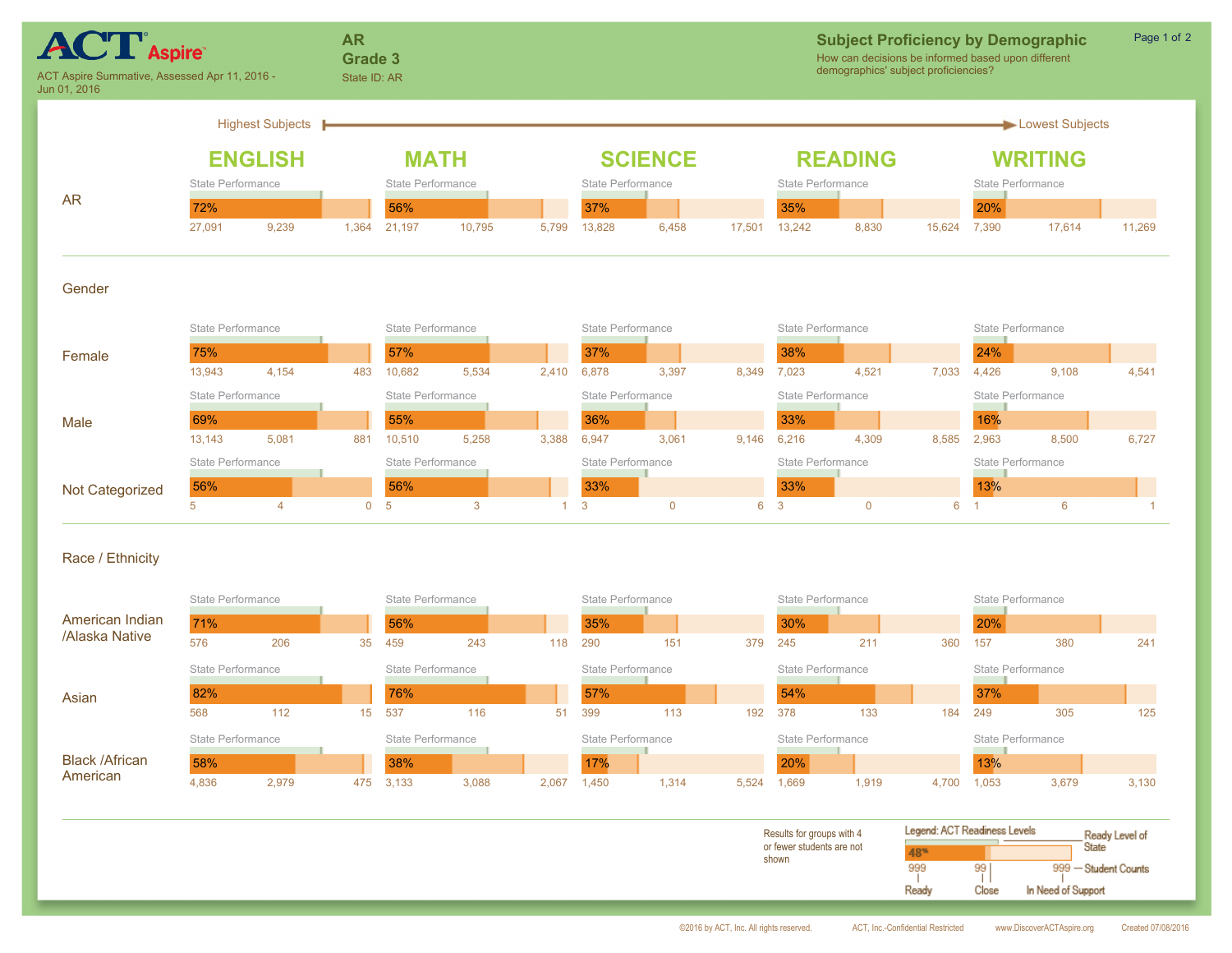# ACT Aspire

ACT Aspire Summative, Assessed Apr 11, 2016 - Jun 01, 2016

**AR**
**Grade 3**
State ID: AR

## Subject Proficiency by Demographic

How can decisions be informed based upon different demographics' subject proficiencies?

Highest Subjects → Lowest Subjects

| Group | ENGLISH % Ready | ENGLISH (Ready / Close / In Need of Support) | MATH % Ready | MATH (Ready / Close / In Need of Support) | SCIENCE % Ready | SCIENCE (Ready / Close / In Need of Support) | READING % Ready | READING (Ready / Close / In Need of Support) | WRITING % Ready | WRITING (Ready / Close / In Need of Support) |
|---|---|---|---|---|---|---|---|---|---|---|
| AR | 72% | 27,091 / 9,239 / 1,364 | 56% | 21,197 / 10,795 / 5,799 | 37% | 13,828 / 6,458 / 17,501 | 35% | 13,242 / 8,830 / 15,624 | 20% | 7,390 / 17,614 / 11,269 |
| **Gender** | | | | | | | | | | |
| Female | 75% | 13,943 / 4,154 / 483 | 57% | 10,682 / 5,534 / 2,410 | 37% | 6,878 / 3,397 / 8,349 | 38% | 7,023 / 4,521 / 7,033 | 24% | 4,426 / 9,108 / 4,541 |
| Male | 69% | 13,143 / 5,081 / 881 | 55% | 10,510 / 5,258 / 3,388 | 36% | 6,947 / 3,061 / 9,146 | 33% | 6,216 / 4,309 / 8,585 | 16% | 2,963 / 8,500 / 6,727 |
| Not Categorized | 56% | 5 / 4 / 0 | 56% | 5 / 3 / 1 | 33% | 3 / 0 / 6 | 33% | 3 / 0 / 6 | 13% | 1 / 6 / 1 |
| **Race / Ethnicity** | | | | | | | | | | |
| American Indian /Alaska Native | 71% | 576 / 206 / 35 | 56% | 459 / 243 / 118 | 35% | 290 / 151 / 379 | 30% | 245 / 211 / 360 | 20% | 157 / 380 / 241 |
| Asian | 82% | 568 / 112 / 15 | 76% | 537 / 116 / 51 | 57% | 399 / 113 / 192 | 54% | 378 / 133 / 184 | 37% | 249 / 305 / 125 |
| Black /African American | 58% | 4,836 / 2,979 / 475 | 38% | 3,133 / 3,088 / 2,067 | 17% | 1,450 / 1,314 / 5,524 | 20% | 1,669 / 1,919 / 4,700 | 13% | 1,053 / 3,679 / 3,130 |

Each bar is labeled "State Performance" (Ready Level of State).

Results for groups with 4 or fewer students are not shown

Legend: ACT Readiness Levels — Ready Level of State; Student Counts: Ready, Close, In Need of Support

©2016 by ACT, Inc. All rights reserved. ACT, Inc.-Confidential Restricted www.DiscoverACTAspire.org Created 07/08/2016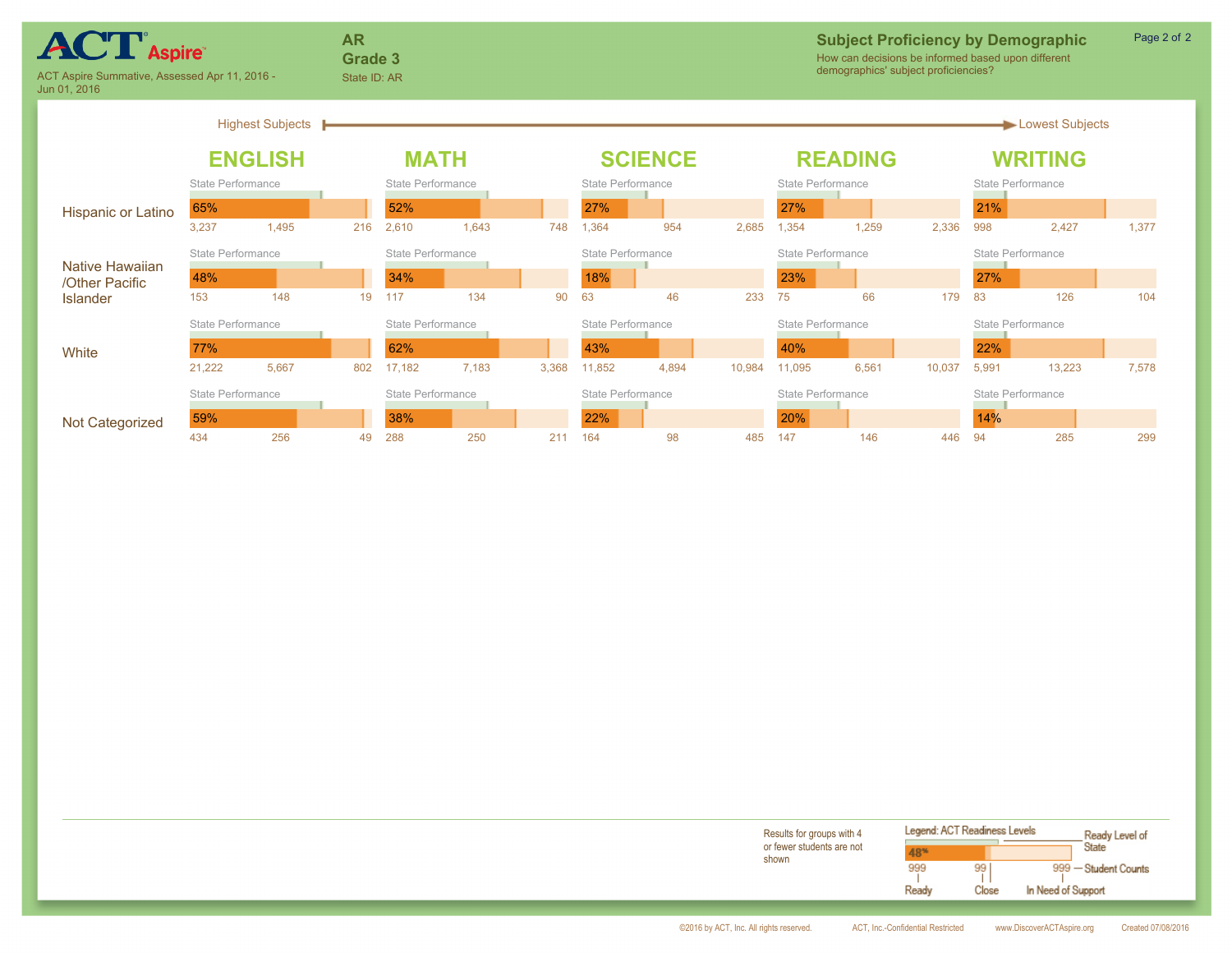ACT Aspire

ACT Aspire Summative, Assessed Apr 11, 2016 - Jun 01, 2016

**AR**
**Grade 3**
State ID: AR

## Subject Proficiency by Demographic

How can decisions be informed based upon different demographics' subject proficiencies?

Highest Subjects → Lowest Subjects

ENGLISH | MATH | SCIENCE | READING | WRITING

Hispanic or Latino
State Performance
ENGLISH: 65% — 3,237 | 1,495 | 216
MATH: 52% — 2,610 | 1,643 | 748
SCIENCE: 27% — 1,364 | 954 | 2,685
READING: 27% — 1,354 | 1,259 | 2,336
WRITING: 21% — 998 | 2,427 | 1,377

Native Hawaiian /Other Pacific Islander
State Performance
ENGLISH: 48% — 153 | 148 | 19
MATH: 34% — 117 | 134 | 90
SCIENCE: 18% — 63 | 46 | 233
READING: 23% — 75 | 66 | 179
WRITING: 27% — 83 | 126 | 104

White
State Performance
ENGLISH: 77% — 21,222 | 5,667 | 802
MATH: 62% — 17,182 | 7,183 | 3,368
SCIENCE: 43% — 11,852 | 4,894 | 10,984
READING: 40% — 11,095 | 6,561 | 10,037
WRITING: 22% — 5,991 | 13,223 | 7,578

Not Categorized
State Performance
ENGLISH: 59% — 434 | 256 | 49
MATH: 38% — 288 | 250 | 211
SCIENCE: 22% — 164 | 98 | 485
READING: 20% — 147 | 146 | 446
WRITING: 14% — 94 | 285 | 299

Results for groups with 4 or fewer students are not shown

Legend: ACT Readiness Levels
48%
999 | 99 | 999
Ready | Close | In Need of Support
Ready Level of State
Student Counts

©2016 by ACT, Inc. All rights reserved. ACT, Inc.-Confidential Restricted www.DiscoverACTAspire.org Created 07/08/2016